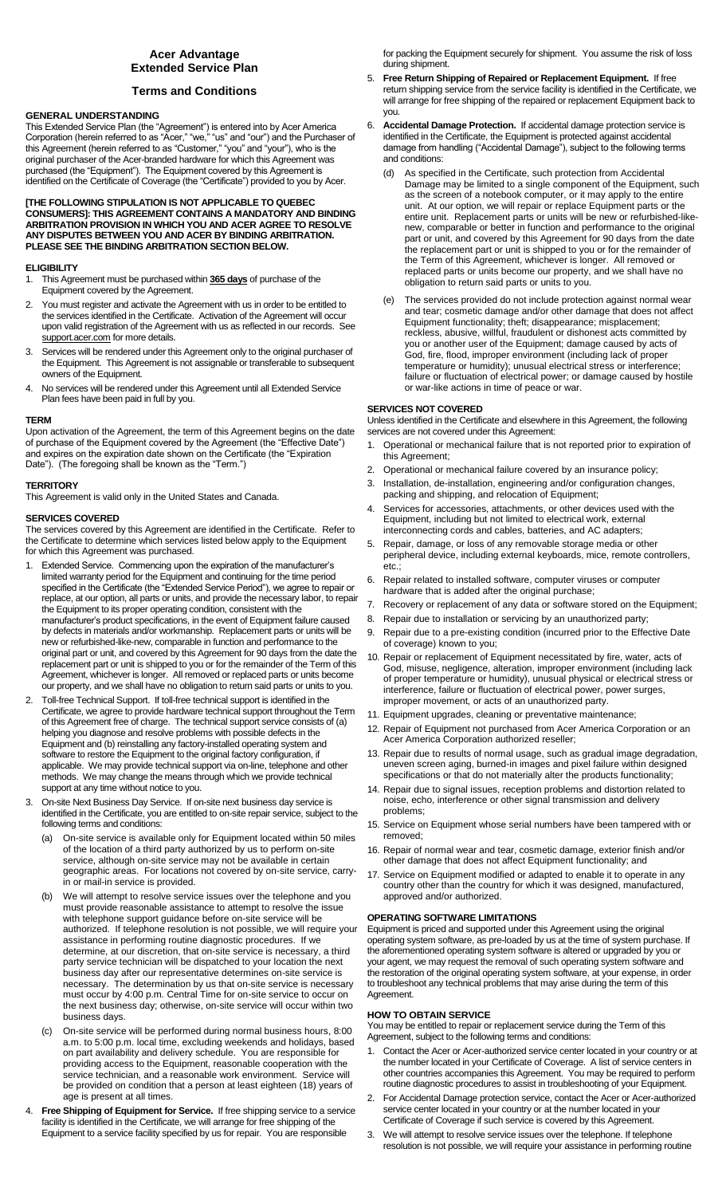# Acer Advantage Extended Service Plan

## Terms and Conditions

### GENERAL UNDERSTANDING

This Extended Service Plan (the "Agreement") is entered into by Acer America Corporation (herein referred to as "Acer," "we," "us" and "our") and the Purchaser of this Agreement (herein referred to as "Customer," "you" and "your"), who is the original purchaser of the Acer-branded hardware for which this Agreement was purchased (the "Equipment"). The Equipment covered by this Agreement is identified on the Certificate of Coverage (the "Certificate") provided to you by Acer.

**[THE FOLLOWING STIPULATION IS NOT APPLICABLE TO QUEBEC CONSUMERS]: THIS AGREEMENT CONTAINS A MANDATORY AND BINDING ARBITRATION PROVISION IN WHICH YOU AND ACER AGREE TO RESOLVE ANY DISPUTES BETWEEN YOU AND ACER BY BINDING ARBITRATION. PLEASE SEE THE BINDING ARBITRATION SECTION BELOW.**

### ELIGIBILITY

1. This Agreement must be purchased within **365 days** of purchase of the Equipment covered by the Agreement.
2. You must register and activate the Agreement with us in order to be entitled to the services identified in the Certificate. Activation of the Agreement will occur upon valid registration of the Agreement with us as reflected in our records. See support.acer.com for more details.
3. Services will be rendered under this Agreement only to the original purchaser of the Equipment. This Agreement is not assignable or transferable to subsequent owners of the Equipment.
4. No services will be rendered under this Agreement until all Extended Service Plan fees have been paid in full by you.

### TERM

Upon activation of the Agreement, the term of this Agreement begins on the date of purchase of the Equipment covered by the Agreement (the "Effective Date") and expires on the expiration date shown on the Certificate (the "Expiration Date"). (The foregoing shall be known as the "Term.")

### TERRITORY

This Agreement is valid only in the United States and Canada.

### SERVICES COVERED

The services covered by this Agreement are identified in the Certificate. Refer to the Certificate to determine which services listed below apply to the Equipment for which this Agreement was purchased.

1. Extended Service. Commencing upon the expiration of the manufacturer's limited warranty period for the Equipment and continuing for the time period specified in the Certificate (the "Extended Service Period"), we agree to repair or replace, at our option, all parts or units, and provide the necessary labor, to repair the Equipment to its proper operating condition, consistent with the manufacturer's product specifications, in the event of Equipment failure caused by defects in materials and/or workmanship. Replacement parts or units will be new or refurbished-like-new, comparable in function and performance to the original part or unit, and covered by this Agreement for 90 days from the date the replacement part or unit is shipped to you or for the remainder of the Term of this Agreement, whichever is longer. All removed or replaced parts or units become our property, and we shall have no obligation to return said parts or units to you.
2. Toll-free Technical Support. If toll-free technical support is identified in the Certificate, we agree to provide hardware technical support throughout the Term of this Agreement free of charge. The technical support service consists of (a) helping you diagnose and resolve problems with possible defects in the Equipment and (b) reinstalling any factory-installed operating system and software to restore the Equipment to the original factory configuration, if applicable. We may provide technical support via on-line, telephone and other methods. We may change the means through which we provide technical support at any time without notice to you.
3. On-site Next Business Day Service. If on-site next business day service is identified in the Certificate, you are entitled to on-site repair service, subject to the following terms and conditions:
   (a) On-site service is available only for Equipment located within 50 miles of the location of a third party authorized by us to perform on-site service, although on-site service may not be available in certain geographic areas. For locations not covered by on-site service, carry-in or mail-in service is provided.
   (b) We will attempt to resolve service issues over the telephone and you must provide reasonable assistance to attempt to resolve the issue with telephone support guidance before on-site service will be authorized. If telephone resolution is not possible, we will require your assistance in performing routine diagnostic procedures. If we determine, at our discretion, that on-site service is necessary, a third party service technician will be dispatched to your location the next business day after our representative determines on-site service is necessary. The determination by us that on-site service is necessary must occur by 4:00 p.m. Central Time for on-site service to occur on the next business day; otherwise, on-site service will occur within two business days.
   (c) On-site service will be performed during normal business hours, 8:00 a.m. to 5:00 p.m. local time, excluding weekends and holidays, based on part availability and delivery schedule. You are responsible for providing access to the Equipment, reasonable cooperation with the service technician, and a reasonable work environment. Service will be provided on condition that a person at least eighteen (18) years of age is present at all times.
4. **Free Shipping of Equipment for Service.** If free shipping service to a service facility is identified in the Certificate, we will arrange for free shipping of the Equipment to a service facility specified by us for repair. You are responsible for packing the Equipment securely for shipment. You assume the risk of loss during shipment.
5. **Free Return Shipping of Repaired or Replacement Equipment.** If free return shipping service from the service facility is identified in the Certificate, we will arrange for free shipping of the repaired or replacement Equipment back to you.
6. **Accidental Damage Protection.** If accidental damage protection service is identified in the Certificate, the Equipment is protected against accidental damage from handling ("Accidental Damage"), subject to the following terms and conditions:
   (d) As specified in the Certificate, such protection from Accidental Damage may be limited to a single component of the Equipment, such as the screen of a notebook computer, or it may apply to the entire unit. At our option, we will repair or replace Equipment parts or the entire unit. Replacement parts or units will be new or refurbished-like-new, comparable or better in function and performance to the original part or unit, and covered by this Agreement for 90 days from the date the replacement part or unit is shipped to you or for the remainder of the Term of this Agreement, whichever is longer. All removed or replaced parts or units become our property, and we shall have no obligation to return said parts or units to you.
   (e) The services provided do not include protection against normal wear and tear; cosmetic damage and/or other damage that does not affect Equipment functionality; theft; disappearance; misplacement; reckless, abusive, willful, fraudulent or dishonest acts committed by you or another user of the Equipment; damage caused by acts of God, fire, flood, improper environment (including lack of proper temperature or humidity); unusual electrical stress or interference; failure or fluctuation of electrical power; or damage caused by hostile or war-like actions in time of peace or war.

### SERVICES NOT COVERED

Unless identified in the Certificate and elsewhere in this Agreement, the following services are not covered under this Agreement:

1. Operational or mechanical failure that is not reported prior to expiration of this Agreement;
2. Operational or mechanical failure covered by an insurance policy;
3. Installation, de-installation, engineering and/or configuration changes, packing and shipping, and relocation of Equipment;
4. Services for accessories, attachments, or other devices used with the Equipment, including but not limited to electrical work, external interconnecting cords and cables, batteries, and AC adapters;
5. Repair, damage, or loss of any removable storage media or other peripheral device, including external keyboards, mice, remote controllers, etc.;
6. Repair related to installed software, computer viruses or computer hardware that is added after the original purchase;
7. Recovery or replacement of any data or software stored on the Equipment;
8. Repair due to installation or servicing by an unauthorized party;
9. Repair due to a pre-existing condition (incurred prior to the Effective Date of coverage) known to you;
10. Repair or replacement of Equipment necessitated by fire, water, acts of God, misuse, negligence, alteration, improper environment (including lack of proper temperature or humidity), unusual physical or electrical stress or interference, failure or fluctuation of electrical power, power surges, improper movement, or acts of an unauthorized party.
11. Equipment upgrades, cleaning or preventative maintenance;
12. Repair of Equipment not purchased from Acer America Corporation or an Acer America Corporation authorized reseller;
13. Repair due to results of normal usage, such as gradual image degradation, uneven screen aging, burned-in images and pixel failure within designed specifications or that do not materially alter the products functionality;
14. Repair due to signal issues, reception problems and distortion related to noise, echo, interference or other signal transmission and delivery problems;
15. Service on Equipment whose serial numbers have been tampered with or removed;
16. Repair of normal wear and tear, cosmetic damage, exterior finish and/or other damage that does not affect Equipment functionality; and
17. Service on Equipment modified or adapted to enable it to operate in any country other than the country for which it was designed, manufactured, approved and/or authorized.

### OPERATING SOFTWARE LIMITATIONS

Equipment is priced and supported under this Agreement using the original operating system software, as pre-loaded by us at the time of system purchase. If the aforementioned operating system software is altered or upgraded by you or your agent, we may request the removal of such operating system software and the restoration of the original operating system software, at your expense, in order to troubleshoot any technical problems that may arise during the term of this Agreement.

### HOW TO OBTAIN SERVICE

You may be entitled to repair or replacement service during the Term of this Agreement, subject to the following terms and conditions:

1. Contact the Acer or Acer-authorized service center located in your country or at the number located in your Certificate of Coverage. A list of service centers in other countries accompanies this Agreement. You may be required to perform routine diagnostic procedures to assist in troubleshooting of your Equipment.
2. For Accidental Damage protection service, contact the Acer or Acer-authorized service center located in your country or at the number located in your Certificate of Coverage if such service is covered by this Agreement.
3. We will attempt to resolve service issues over the telephone. If telephone resolution is not possible, we will require your assistance in performing routine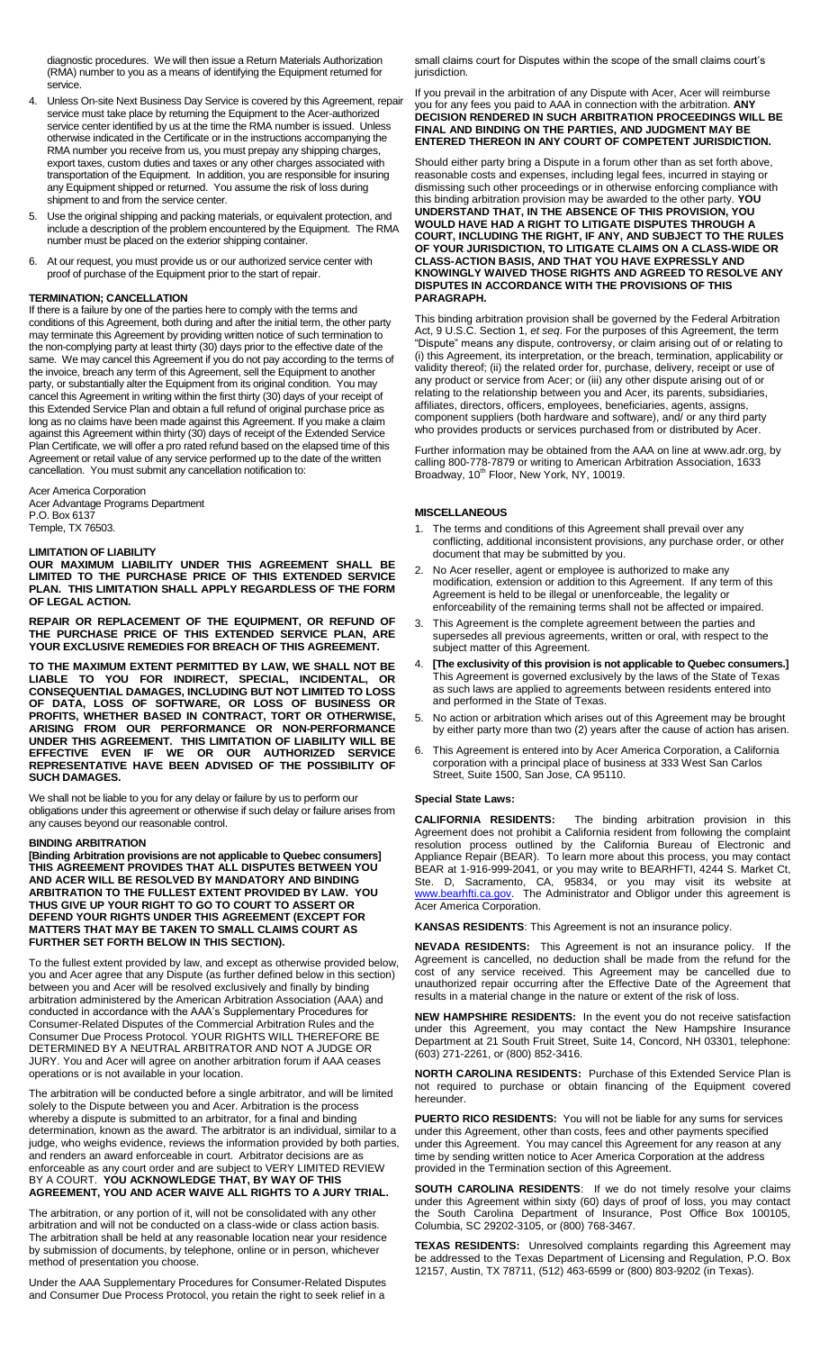diagnostic procedures. We will then issue a Return Materials Authorization (RMA) number to you as a means of identifying the Equipment returned for service.

4. Unless On-site Next Business Day Service is covered by this Agreement, repair service must take place by returning the Equipment to the Acer-authorized service center identified by us at the time the RMA number is issued. Unless otherwise indicated in the Certificate or in the instructions accompanying the RMA number you receive from us, you must prepay any shipping charges, export taxes, custom duties and taxes or any other charges associated with transportation of the Equipment. In addition, you are responsible for insuring any Equipment shipped or returned. You assume the risk of loss during shipment to and from the service center.
5. Use the original shipping and packing materials, or equivalent protection, and include a description of the problem encountered by the Equipment. The RMA number must be placed on the exterior shipping container.
6. At our request, you must provide us or our authorized service center with proof of purchase of the Equipment prior to the start of repair.

**TERMINATION; CANCELLATION**

If there is a failure by one of the parties here to comply with the terms and conditions of this Agreement, both during and after the initial term, the other party may terminate this Agreement by providing written notice of such termination to the non-complying party at least thirty (30) days prior to the effective date of the same. We may cancel this Agreement if you do not pay according to the terms of the invoice, breach any term of this Agreement, sell the Equipment to another party, or substantially alter the Equipment from its original condition. You may cancel this Agreement in writing within the first thirty (30) days of your receipt of this Extended Service Plan and obtain a full refund of original purchase price as long as no claims have been made against this Agreement. If you make a claim against this Agreement within thirty (30) days of receipt of the Extended Service Plan Certificate, we will offer a pro rated refund based on the elapsed time of this Agreement or retail value of any service performed up to the date of the written cancellation. You must submit any cancellation notification to:

Acer America Corporation
Acer Advantage Programs Department
P.O. Box 6137
Temple, TX 76503.

**LIMITATION OF LIABILITY**

**OUR MAXIMUM LIABILITY UNDER THIS AGREEMENT SHALL BE LIMITED TO THE PURCHASE PRICE OF THIS EXTENDED SERVICE PLAN. THIS LIMITATION SHALL APPLY REGARDLESS OF THE FORM OF LEGAL ACTION.**

**REPAIR OR REPLACEMENT OF THE EQUIPMENT, OR REFUND OF THE PURCHASE PRICE OF THIS EXTENDED SERVICE PLAN, ARE YOUR EXCLUSIVE REMEDIES FOR BREACH OF THIS AGREEMENT.**

**TO THE MAXIMUM EXTENT PERMITTED BY LAW, WE SHALL NOT BE LIABLE TO YOU FOR INDIRECT, SPECIAL, INCIDENTAL, OR CONSEQUENTIAL DAMAGES, INCLUDING BUT NOT LIMITED TO LOSS OF DATA, LOSS OF SOFTWARE, OR LOSS OF BUSINESS OR PROFITS, WHETHER BASED IN CONTRACT, TORT OR OTHERWISE, ARISING FROM OUR PERFORMANCE OR NON-PERFORMANCE UNDER THIS AGREEMENT. THIS LIMITATION OF LIABILITY WILL BE EFFECTIVE EVEN IF WE OR OUR AUTHORIZED SERVICE REPRESENTATIVE HAVE BEEN ADVISED OF THE POSSIBILITY OF SUCH DAMAGES.**

We shall not be liable to you for any delay or failure by us to perform our obligations under this agreement or otherwise if such delay or failure arises from any causes beyond our reasonable control.

**BINDING ARBITRATION**

**[Binding Arbitration provisions are not applicable to Quebec consumers] THIS AGREEMENT PROVIDES THAT ALL DISPUTES BETWEEN YOU AND ACER WILL BE RESOLVED BY MANDATORY AND BINDING ARBITRATION TO THE FULLEST EXTENT PROVIDED BY LAW. YOU THUS GIVE UP YOUR RIGHT TO GO TO COURT TO ASSERT OR DEFEND YOUR RIGHTS UNDER THIS AGREEMENT (EXCEPT FOR MATTERS THAT MAY BE TAKEN TO SMALL CLAIMS COURT AS FURTHER SET FORTH BELOW IN THIS SECTION).**

To the fullest extent provided by law, and except as otherwise provided below, you and Acer agree that any Dispute (as further defined below in this section) between you and Acer will be resolved exclusively and finally by binding arbitration administered by the American Arbitration Association (AAA) and conducted in accordance with the AAA's Supplementary Procedures for Consumer-Related Disputes of the Commercial Arbitration Rules and the Consumer Due Process Protocol. YOUR RIGHTS WILL THEREFORE BE DETERMINED BY A NEUTRAL ARBITRATOR AND NOT A JUDGE OR JURY. You and Acer will agree on another arbitration forum if AAA ceases operations or is not available in your location.

The arbitration will be conducted before a single arbitrator, and will be limited solely to the Dispute between you and Acer. Arbitration is the process whereby a dispute is submitted to an arbitrator, for a final and binding determination, known as the award. The arbitrator is an individual, similar to a judge, who weighs evidence, reviews the information provided by both parties, and renders an award enforceable in court. Arbitrator decisions are as enforceable as any court order and are subject to VERY LIMITED REVIEW BY A COURT. **YOU ACKNOWLEDGE THAT, BY WAY OF THIS AGREEMENT, YOU AND ACER WAIVE ALL RIGHTS TO A JURY TRIAL.**

The arbitration, or any portion of it, will not be consolidated with any other arbitration and will not be conducted on a class-wide or class action basis. The arbitration shall be held at any reasonable location near your residence by submission of documents, by telephone, online or in person, whichever method of presentation you choose.

Under the AAA Supplementary Procedures for Consumer-Related Disputes and Consumer Due Process Protocol, you retain the right to seek relief in a small claims court for Disputes within the scope of the small claims court's jurisdiction.

If you prevail in the arbitration of any Dispute with Acer, Acer will reimburse you for any fees you paid to AAA in connection with the arbitration. **ANY DECISION RENDERED IN SUCH ARBITRATION PROCEEDINGS WILL BE FINAL AND BINDING ON THE PARTIES, AND JUDGMENT MAY BE ENTERED THEREON IN ANY COURT OF COMPETENT JURISDICTION.**

Should either party bring a Dispute in a forum other than as set forth above, reasonable costs and expenses, including legal fees, incurred in staying or dismissing such other proceedings or in otherwise enforcing compliance with this binding arbitration provision may be awarded to the other party. **YOU UNDERSTAND THAT, IN THE ABSENCE OF THIS PROVISION, YOU WOULD HAVE HAD A RIGHT TO LITIGATE DISPUTES THROUGH A COURT, INCLUDING THE RIGHT, IF ANY, AND SUBJECT TO THE RULES OF YOUR JURISDICTION, TO LITIGATE CLAIMS ON A CLASS-WIDE OR CLASS-ACTION BASIS, AND THAT YOU HAVE EXPRESSLY AND KNOWINGLY WAIVED THOSE RIGHTS AND AGREED TO RESOLVE ANY DISPUTES IN ACCORDANCE WITH THE PROVISIONS OF THIS PARAGRAPH.**

This binding arbitration provision shall be governed by the Federal Arbitration Act, 9 U.S.C. Section 1, *et seq*. For the purposes of this Agreement, the term "Dispute" means any dispute, controversy, or claim arising out of or relating to (i) this Agreement, its interpretation, or the breach, termination, applicability or validity thereof; (ii) the related order for, purchase, delivery, receipt or use of any product or service from Acer; or (iii) any other dispute arising out of or relating to the relationship between you and Acer, its parents, subsidiaries, affiliates, directors, officers, employees, beneficiaries, agents, assigns, component suppliers (both hardware and software), and/ or any third party who provides products or services purchased from or distributed by Acer.

Further information may be obtained from the AAA on line at www.adr.org, by calling 800-778-7879 or writing to American Arbitration Association, 1633 Broadway, 10th Floor, New York, NY, 10019.

**MISCELLANEOUS**

1. The terms and conditions of this Agreement shall prevail over any conflicting, additional inconsistent provisions, any purchase order, or other document that may be submitted by you.
2. No Acer reseller, agent or employee is authorized to make any modification, extension or addition to this Agreement. If any term of this Agreement is held to be illegal or unenforceable, the legality or enforceability of the remaining terms shall not be affected or impaired.
3. This Agreement is the complete agreement between the parties and supersedes all previous agreements, written or oral, with respect to the subject matter of this Agreement.
4. **[The exclusivity of this provision is not applicable to Quebec consumers.]** This Agreement is governed exclusively by the laws of the State of Texas as such laws are applied to agreements between residents entered into and performed in the State of Texas.
5. No action or arbitration which arises out of this Agreement may be brought by either party more than two (2) years after the cause of action has arisen.
6. This Agreement is entered into by Acer America Corporation, a California corporation with a principal place of business at 333 West San Carlos Street, Suite 1500, San Jose, CA 95110.

**Special State Laws:**

**CALIFORNIA RESIDENTS:** The binding arbitration provision in this Agreement does not prohibit a California resident from following the complaint resolution process outlined by the California Bureau of Electronic and Appliance Repair (BEAR). To learn more about this process, you may contact BEAR at 1-916-999-2041, or you may write to BEARHFTI, 4244 S. Market Ct, Ste. D, Sacramento, CA, 95834, or you may visit its website at www.bearhfti.ca.gov. The Administrator and Obligor under this agreement is Acer America Corporation.

**KANSAS RESIDENTS**: This Agreement is not an insurance policy.

**NEVADA RESIDENTS:** This Agreement is not an insurance policy. If the Agreement is cancelled, no deduction shall be made from the refund for the cost of any service received. This Agreement may be cancelled due to unauthorized repair occurring after the Effective Date of the Agreement that results in a material change in the nature or extent of the risk of loss.

**NEW HAMPSHIRE RESIDENTS:** In the event you do not receive satisfaction under this Agreement, you may contact the New Hampshire Insurance Department at 21 South Fruit Street, Suite 14, Concord, NH 03301, telephone: (603) 271-2261, or (800) 852-3416.

**NORTH CAROLINA RESIDENTS:** Purchase of this Extended Service Plan is not required to purchase or obtain financing of the Equipment covered hereunder.

**PUERTO RICO RESIDENTS:** You will not be liable for any sums for services under this Agreement, other than costs, fees and other payments specified under this Agreement. You may cancel this Agreement for any reason at any time by sending written notice to Acer America Corporation at the address provided in the Termination section of this Agreement.

**SOUTH CAROLINA RESIDENTS**: If we do not timely resolve your claims under this Agreement within sixty (60) days of proof of loss, you may contact the South Carolina Department of Insurance, Post Office Box 100105, Columbia, SC 29202-3105, or (800) 768-3467.

**TEXAS RESIDENTS:** Unresolved complaints regarding this Agreement may be addressed to the Texas Department of Licensing and Regulation, P.O. Box 12157, Austin, TX 78711, (512) 463-6599 or (800) 803-9202 (in Texas).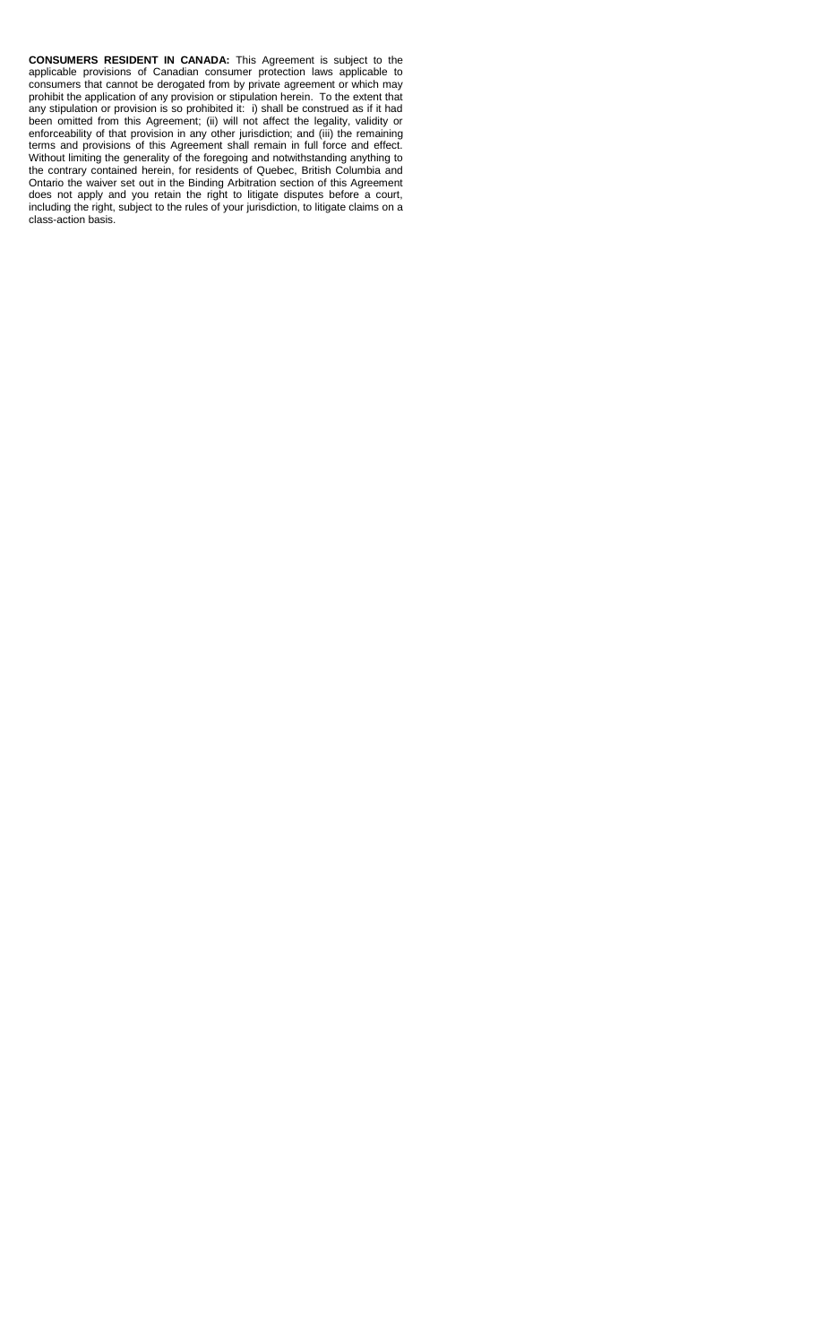**CONSUMERS RESIDENT IN CANADA:** This Agreement is subject to the applicable provisions of Canadian consumer protection laws applicable to consumers that cannot be derogated from by private agreement or which may prohibit the application of any provision or stipulation herein. To the extent that any stipulation or provision is so prohibited it: i) shall be construed as if it had been omitted from this Agreement; (ii) will not affect the legality, validity or enforceability of that provision in any other jurisdiction; and (iii) the remaining terms and provisions of this Agreement shall remain in full force and effect. Without limiting the generality of the foregoing and notwithstanding anything to the contrary contained herein, for residents of Quebec, British Columbia and Ontario the waiver set out in the Binding Arbitration section of this Agreement does not apply and you retain the right to litigate disputes before a court, including the right, subject to the rules of your jurisdiction, to litigate claims on a class-action basis.